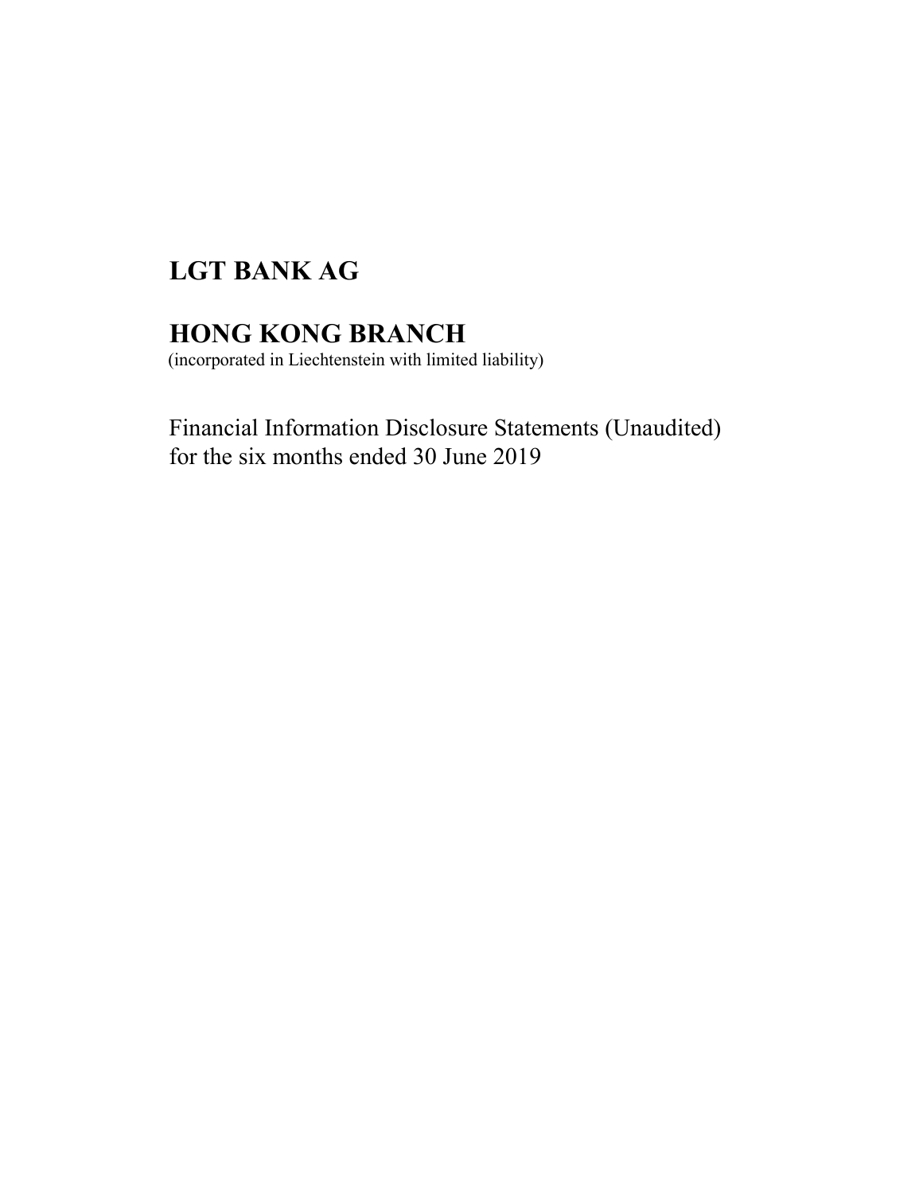# LGT BANK AG

# HONG KONG BRANCH

(incorporated in Liechtenstein with limited liability)

Financial Information Disclosure Statements (Unaudited)
for the six months ended 30 June 2019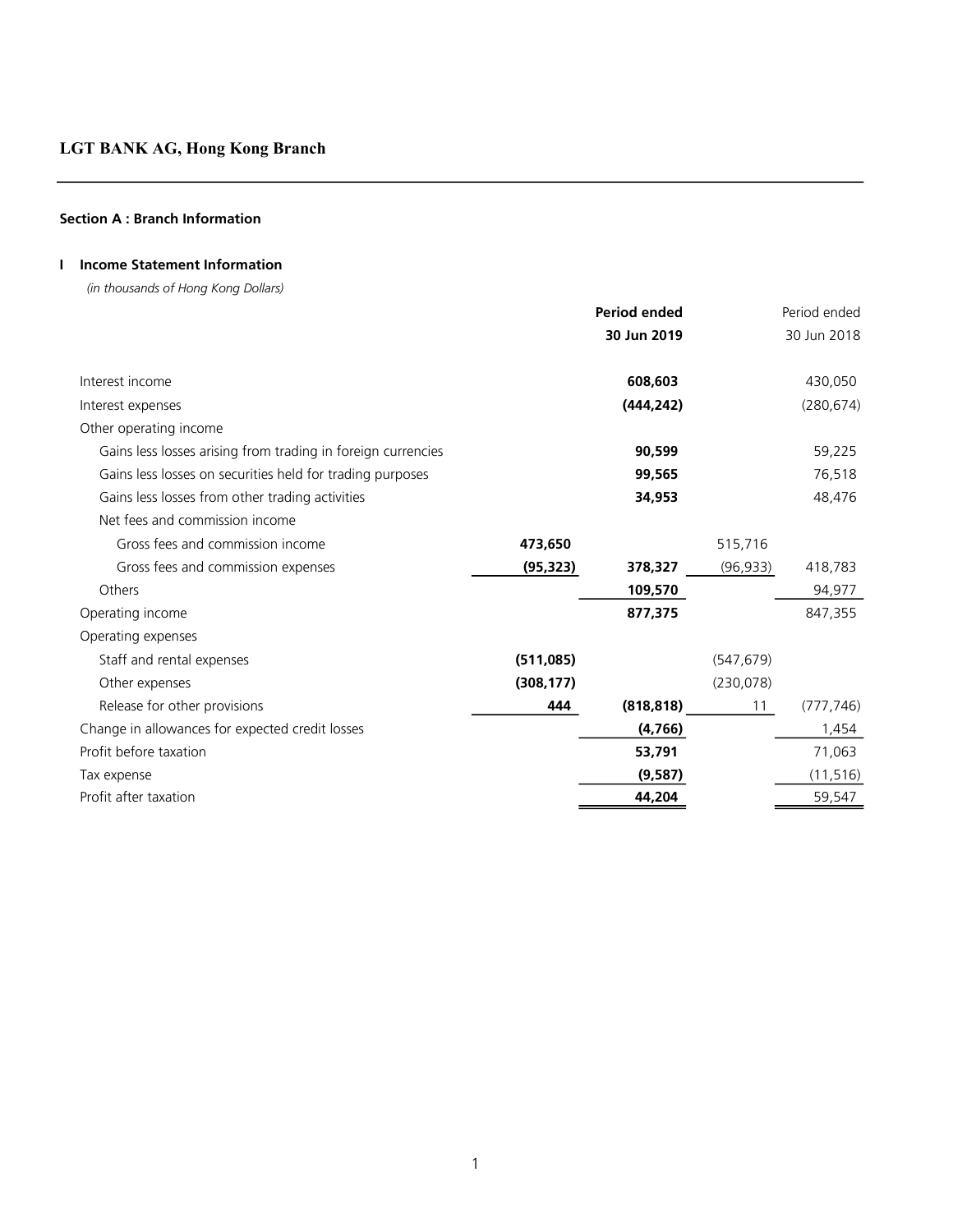# LGT BANK AG, Hong Kong Branch

## Section A : Branch Information

### I Income Statement Information

*(in thousands of Hong Kong Dollars)*

| | | **Period ended 30 Jun 2019** | | Period ended 30 Jun 2018 |
|---|---|---|---|---|
| Interest income | | **608,603** | | 430,050 |
| Interest expenses | | **(444,242)** | | (280,674) |
| Other operating income | | | | |
| Gains less losses arising from trading in foreign currencies | | **90,599** | | 59,225 |
| Gains less losses on securities held for trading purposes | | **99,565** | | 76,518 |
| Gains less losses from other trading activities | | **34,953** | | 48,476 |
| Net fees and commission income | | | | |
| Gross fees and commission income | **473,650** | | 515,716 | |
| Gross fees and commission expenses | **(95,323)** | **378,327** | (96,933) | 418,783 |
| Others | | **109,570** | | 94,977 |
| Operating income | | **877,375** | | 847,355 |
| Operating expenses | | | | |
| Staff and rental expenses | **(511,085)** | | (547,679) | |
| Other expenses | **(308,177)** | | (230,078) | |
| Release for other provisions | **444** | **(818,818)** | 11 | (777,746) |
| Change in allowances for expected credit losses | | **(4,766)** | | 1,454 |
| Profit before taxation | | **53,791** | | 71,063 |
| Tax expense | | **(9,587)** | | (11,516) |
| Profit after taxation | | **44,204** | | 59,547 |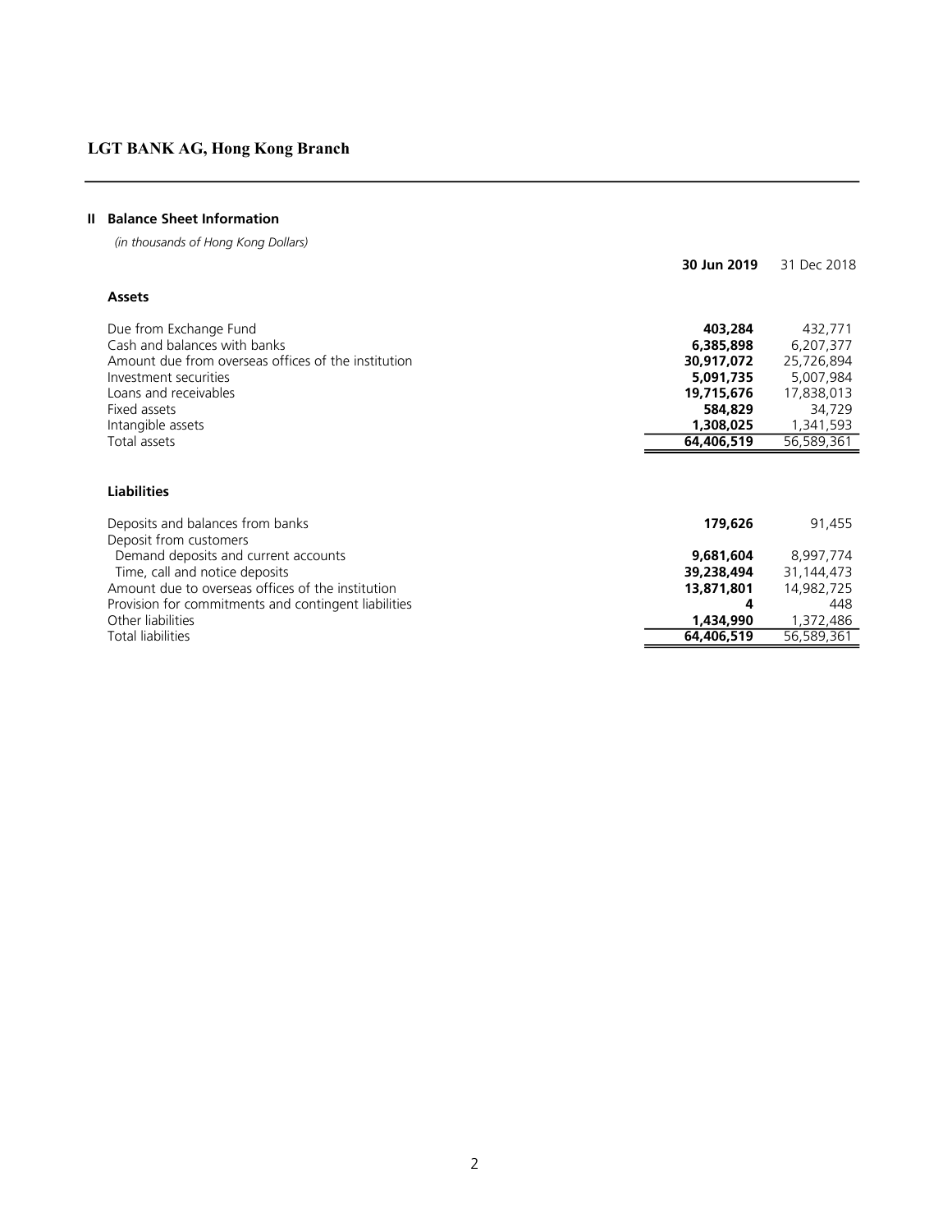## II Balance Sheet Information

*(in thousands of Hong Kong Dollars)*

| | **30 Jun 2019** | 31 Dec 2018 |
|---|---|---|
| **Assets** | | |
| Due from Exchange Fund | **403,284** | 432,771 |
| Cash and balances with banks | **6,385,898** | 6,207,377 |
| Amount due from overseas offices of the institution | **30,917,072** | 25,726,894 |
| Investment securities | **5,091,735** | 5,007,984 |
| Loans and receivables | **19,715,676** | 17,838,013 |
| Fixed assets | **584,829** | 34,729 |
| Intangible assets | **1,308,025** | 1,341,593 |
| Total assets | **64,406,519** | 56,589,361 |
| **Liabilities** | | |
| Deposits and balances from banks | **179,626** | 91,455 |
| Deposit from customers | | |
| Demand deposits and current accounts | **9,681,604** | 8,997,774 |
| Time, call and notice deposits | **39,238,494** | 31,144,473 |
| Amount due to overseas offices of the institution | **13,871,801** | 14,982,725 |
| Provision for commitments and contingent liabilities | **4** | 448 |
| Other liabilities | **1,434,990** | 1,372,486 |
| Total liabilities | **64,406,519** | 56,589,361 |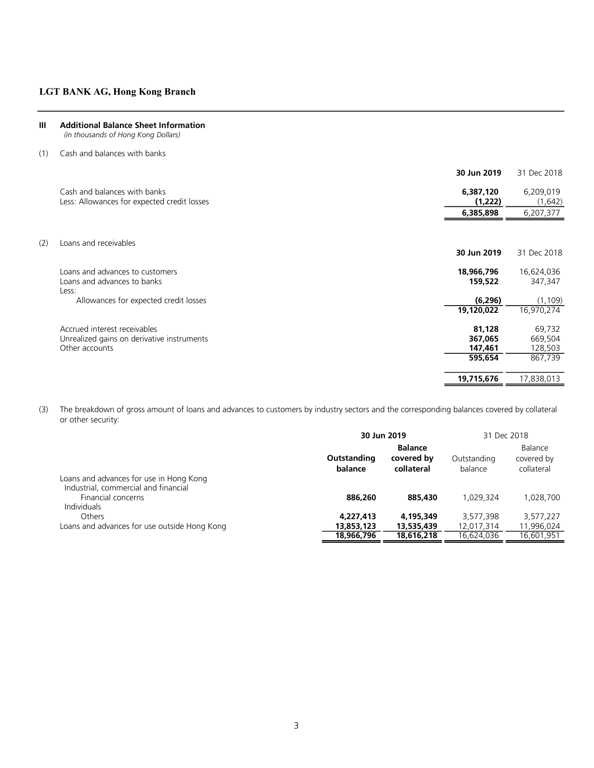## LGT BANK AG, Hong Kong Branch

### III Additional Balance Sheet Information

*(in thousands of Hong Kong Dollars)*

(1) Cash and balances with banks

| | **30 Jun 2019** | 31 Dec 2018 |
|---|---|---|
| Cash and balances with banks | **6,387,120** | 6,209,019 |
| Less: Allowances for expected credit losses | **(1,222)** | (1,642) |
| | **6,385,898** | 6,207,377 |

(2) Loans and receivables

| | **30 Jun 2019** | 31 Dec 2018 |
|---|---|---|
| Loans and advances to customers | **18,966,796** | 16,624,036 |
| Loans and advances to banks | **159,522** | 347,347 |
| Less: | | |
| Allowances for expected credit losses | **(6,296)** | (1,109) |
| | **19,120,022** | 16,970,274 |
| Accrued interest receivables | **81,128** | 69,732 |
| Unrealized gains on derivative instruments | **367,065** | 669,504 |
| Other accounts | **147,461** | 128,503 |
| | **595,654** | 867,739 |
| | **19,715,676** | 17,838,013 |

(3) The breakdown of gross amount of loans and advances to customers by industry sectors and the corresponding balances covered by collateral or other security:

| | **30 Jun 2019** | | 31 Dec 2018 | |
|---|---|---|---|---|
| | **Outstanding balance** | **Balance covered by collateral** | Outstanding balance | Balance covered by collateral |
| Loans and advances for use in Hong Kong | | | | |
| Industrial, commercial and financial | | | | |
| Financial concerns | **886,260** | **885,430** | 1,029,324 | 1,028,700 |
| Individuals | | | | |
| Others | **4,227,413** | **4,195,349** | 3,577,398 | 3,577,227 |
| Loans and advances for use outside Hong Kong | **13,853,123** | **13,535,439** | 12,017,314 | 11,996,024 |
| | **18,966,796** | **18,616,218** | 16,624,036 | 16,601,951 |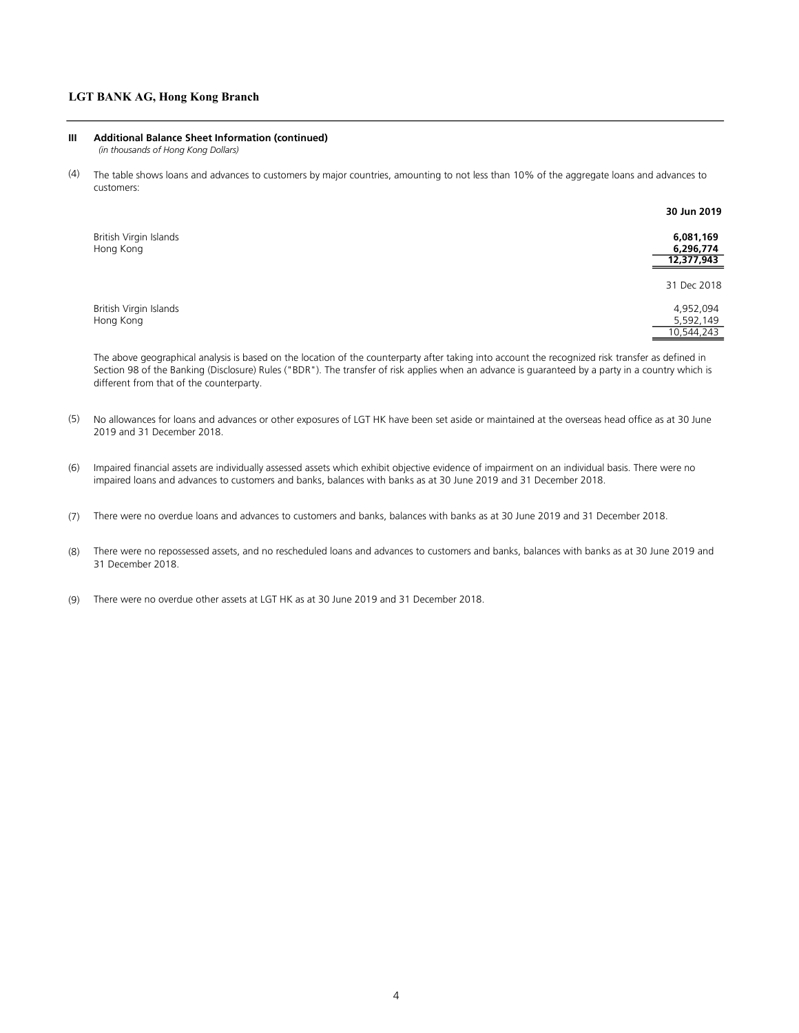**LGT BANK AG, Hong Kong Branch**

## III Additional Balance Sheet Information (continued)

*(in thousands of Hong Kong Dollars)*

(4) The table shows loans and advances to customers by major countries, amounting to not less than 10% of the aggregate loans and advances to customers:

| | **30 Jun 2019** |
|---|---|
| British Virgin Islands | **6,081,169** |
| Hong Kong | **6,296,774** |
| | **12,377,943** |

| | 31 Dec 2018 |
|---|---|
| British Virgin Islands | 4,952,094 |
| Hong Kong | 5,592,149 |
| | 10,544,243 |

The above geographical analysis is based on the location of the counterparty after taking into account the recognized risk transfer as defined in Section 98 of the Banking (Disclosure) Rules ("BDR"). The transfer of risk applies when an advance is guaranteed by a party in a country which is different from that of the counterparty.

(5) No allowances for loans and advances or other exposures of LGT HK have been set aside or maintained at the overseas head office as at 30 June 2019 and 31 December 2018.

(6) Impaired financial assets are individually assessed assets which exhibit objective evidence of impairment on an individual basis. There were no impaired loans and advances to customers and banks, balances with banks as at 30 June 2019 and 31 December 2018.

(7) There were no overdue loans and advances to customers and banks, balances with banks as at 30 June 2019 and 31 December 2018.

(8) There were no repossessed assets, and no rescheduled loans and advances to customers and banks, balances with banks as at 30 June 2019 and 31 December 2018.

(9) There were no overdue other assets at LGT HK as at 30 June 2019 and 31 December 2018.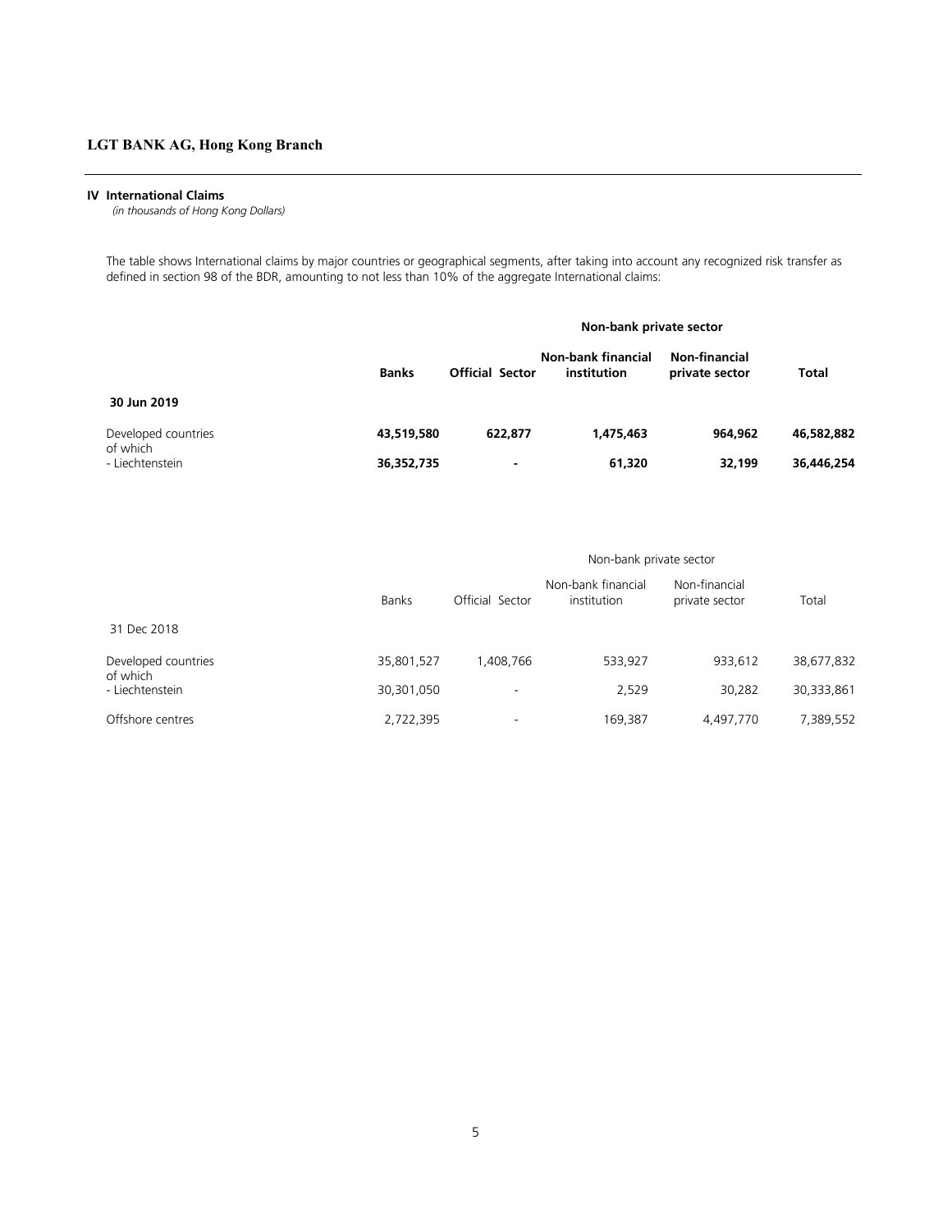## IV International Claims

*(in thousands of Hong Kong Dollars)*

The table shows International claims by major countries or geographical segments, after taking into account any recognized risk transfer as defined in section 98 of the BDR, amounting to not less than 10% of the aggregate International claims:

| | | | **Non-bank private sector** | | |
|---|---|---|---|---|---|
| | **Banks** | **Official Sector** | **Non-bank financial institution** | **Non-financial private sector** | **Total** |
| **30 Jun 2019** | | | | | |
| Developed countries | **43,519,580** | **622,877** | **1,475,463** | **964,962** | **46,582,882** |
| of which | | | | | |
| - Liechtenstein | **36,352,735** | **-** | **61,320** | **32,199** | **36,446,254** |

| | | | Non-bank private sector | | |
|---|---|---|---|---|---|
| | Banks | Official Sector | Non-bank financial institution | Non-financial private sector | Total |
| 31 Dec 2018 | | | | | |
| Developed countries | 35,801,527 | 1,408,766 | 533,927 | 933,612 | 38,677,832 |
| of which | | | | | |
| - Liechtenstein | 30,301,050 | - | 2,529 | 30,282 | 30,333,861 |
| Offshore centres | 2,722,395 | - | 169,387 | 4,497,770 | 7,389,552 |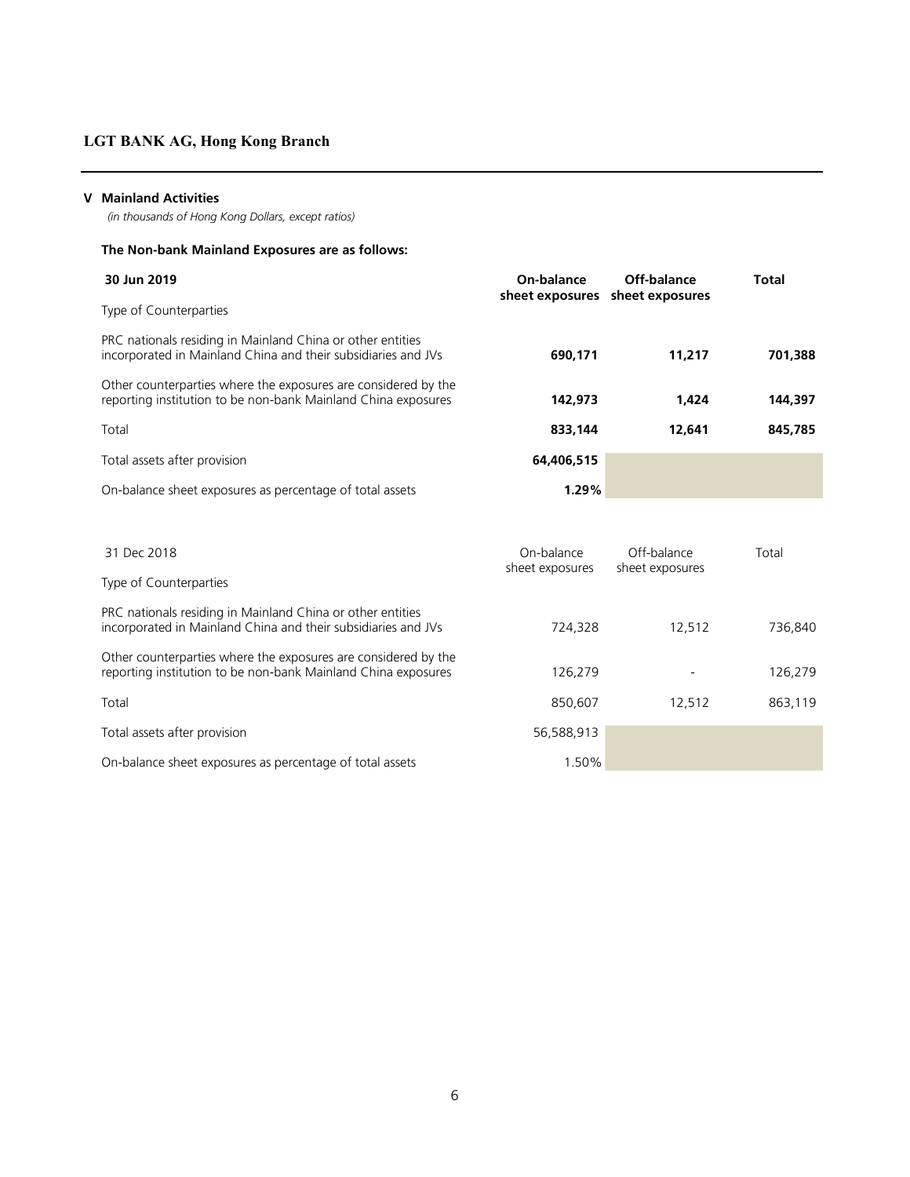**LGT BANK AG, Hong Kong Branch**

## V Mainland Activities

*(in thousands of Hong Kong Dollars, except ratios)*

**The Non-bank Mainland Exposures are as follows:**

| **30 Jun 2019** | **On-balance sheet exposures** | **Off-balance sheet exposures** | **Total** |
|---|---|---|---|
| Type of Counterparties | | | |
| PRC nationals residing in Mainland China or other entities incorporated in Mainland China and their subsidiaries and JVs | **690,171** | **11,217** | **701,388** |
| Other counterparties where the exposures are considered by the reporting institution to be non-bank Mainland China exposures | **142,973** | **1,424** | **144,397** |
| Total | **833,144** | **12,641** | **845,785** |
| Total assets after provision | **64,406,515** | | |
| On-balance sheet exposures as percentage of total assets | **1.29%** | | |

| 31 Dec 2018 | On-balance sheet exposures | Off-balance sheet exposures | Total |
|---|---|---|---|
| Type of Counterparties | | | |
| PRC nationals residing in Mainland China or other entities incorporated in Mainland China and their subsidiaries and JVs | 724,328 | 12,512 | 736,840 |
| Other counterparties where the exposures are considered by the reporting institution to be non-bank Mainland China exposures | 126,279 | - | 126,279 |
| Total | 850,607 | 12,512 | 863,119 |
| Total assets after provision | 56,588,913 | | |
| On-balance sheet exposures as percentage of total assets | 1.50% | | |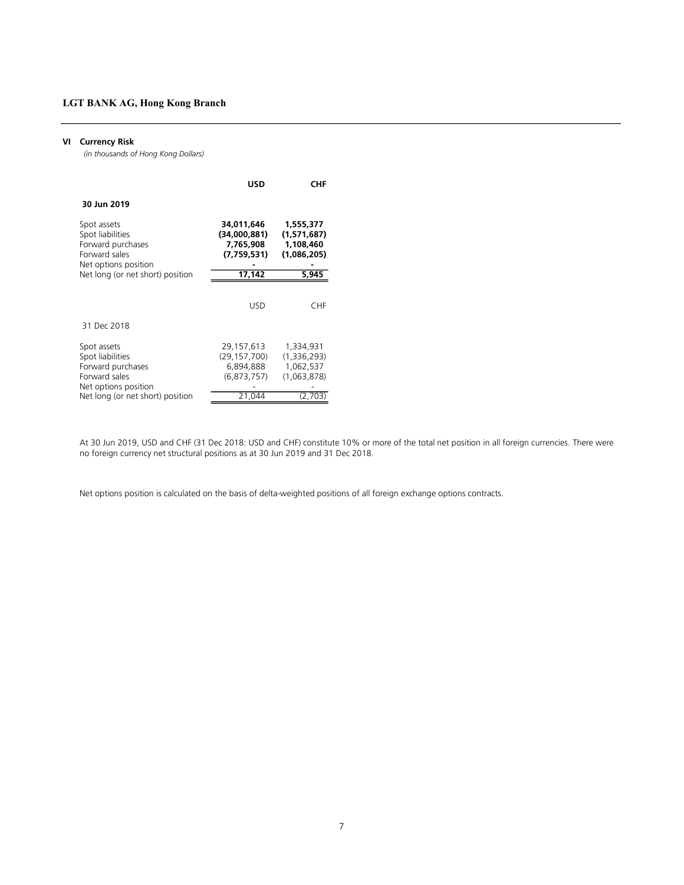## VI Currency Risk

*(in thousands of Hong Kong Dollars)*

| | **USD** | **CHF** |
|---|---|---|
| **30 Jun 2019** | | |
| Spot assets | **34,011,646** | **1,555,377** |
| Spot liabilities | **(34,000,881)** | **(1,571,687)** |
| Forward purchases | **7,765,908** | **1,108,460** |
| Forward sales | **(7,759,531)** | **(1,086,205)** |
| Net options position | **-** | **-** |
| Net long (or net short) position | **17,142** | **5,945** |

| | USD | CHF |
|---|---|---|
| 31 Dec 2018 | | |
| Spot assets | 29,157,613 | 1,334,931 |
| Spot liabilities | (29,157,700) | (1,336,293) |
| Forward purchases | 6,894,888 | 1,062,537 |
| Forward sales | (6,873,757) | (1,063,878) |
| Net options position | - | - |
| Net long (or net short) position | 21,044 | (2,703) |

At 30 Jun 2019, USD and CHF (31 Dec 2018: USD and CHF) constitute 10% or more of the total net position in all foreign currencies. There were no foreign currency net structural positions as at 30 Jun 2019 and 31 Dec 2018.

Net options position is calculated on the basis of delta-weighted positions of all foreign exchange options contracts.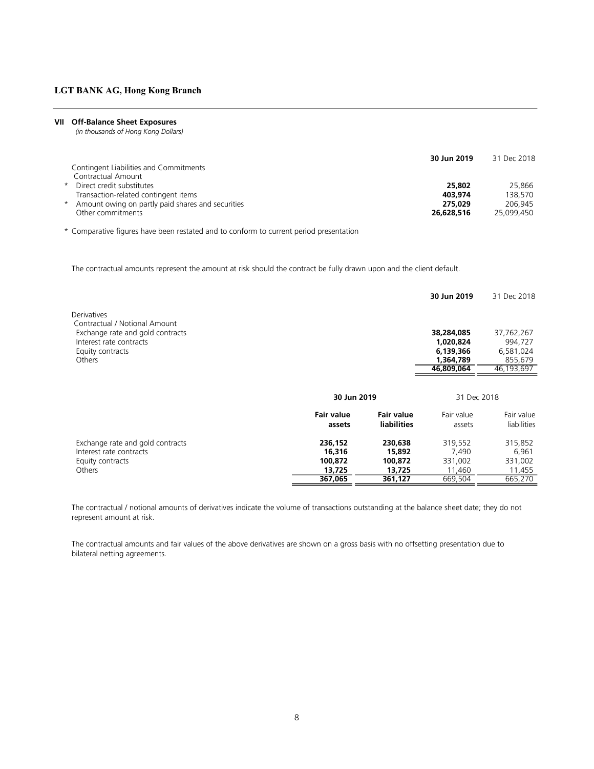## VII Off-Balance Sheet Exposures

*(in thousands of Hong Kong Dollars)*

| | 30 Jun 2019 | 31 Dec 2018 |
|---|---|---|
| Contingent Liabilities and Commitments | | |
| Contractual Amount | | |
| * Direct credit substitutes | **25,802** | 25,866 |
| Transaction-related contingent items | **403,974** | 138,570 |
| * Amount owing on partly paid shares and securities | **275,029** | 206,945 |
| Other commitments | **26,628,516** | 25,099,450 |

\* Comparative figures have been restated and to conform to current period presentation

The contractual amounts represent the amount at risk should the contract be fully drawn upon and the client default.

| | 30 Jun 2019 | 31 Dec 2018 |
|---|---|---|
| Derivatives | | |
| Contractual / Notional Amount | | |
| Exchange rate and gold contracts | **38,284,085** | 37,762,267 |
| Interest rate contracts | **1,020,824** | 994,727 |
| Equity contracts | **6,139,366** | 6,581,024 |
| Others | **1,364,789** | 855,679 |
| | **46,809,064** | 46,193,697 |

| | 30 Jun 2019 | | 31 Dec 2018 | |
|---|---|---|---|---|
| | **Fair value assets** | **Fair value liabilities** | Fair value assets | Fair value liabilities |
| Exchange rate and gold contracts | **236,152** | **230,638** | 319,552 | 315,852 |
| Interest rate contracts | **16,316** | **15,892** | 7,490 | 6,961 |
| Equity contracts | **100,872** | **100,872** | 331,002 | 331,002 |
| Others | **13,725** | **13,725** | 11,460 | 11,455 |
| | **367,065** | **361,127** | 669,504 | 665,270 |

The contractual / notional amounts of derivatives indicate the volume of transactions outstanding at the balance sheet date; they do not represent amount at risk.

The contractual amounts and fair values of the above derivatives are shown on a gross basis with no offsetting presentation due to bilateral netting agreements.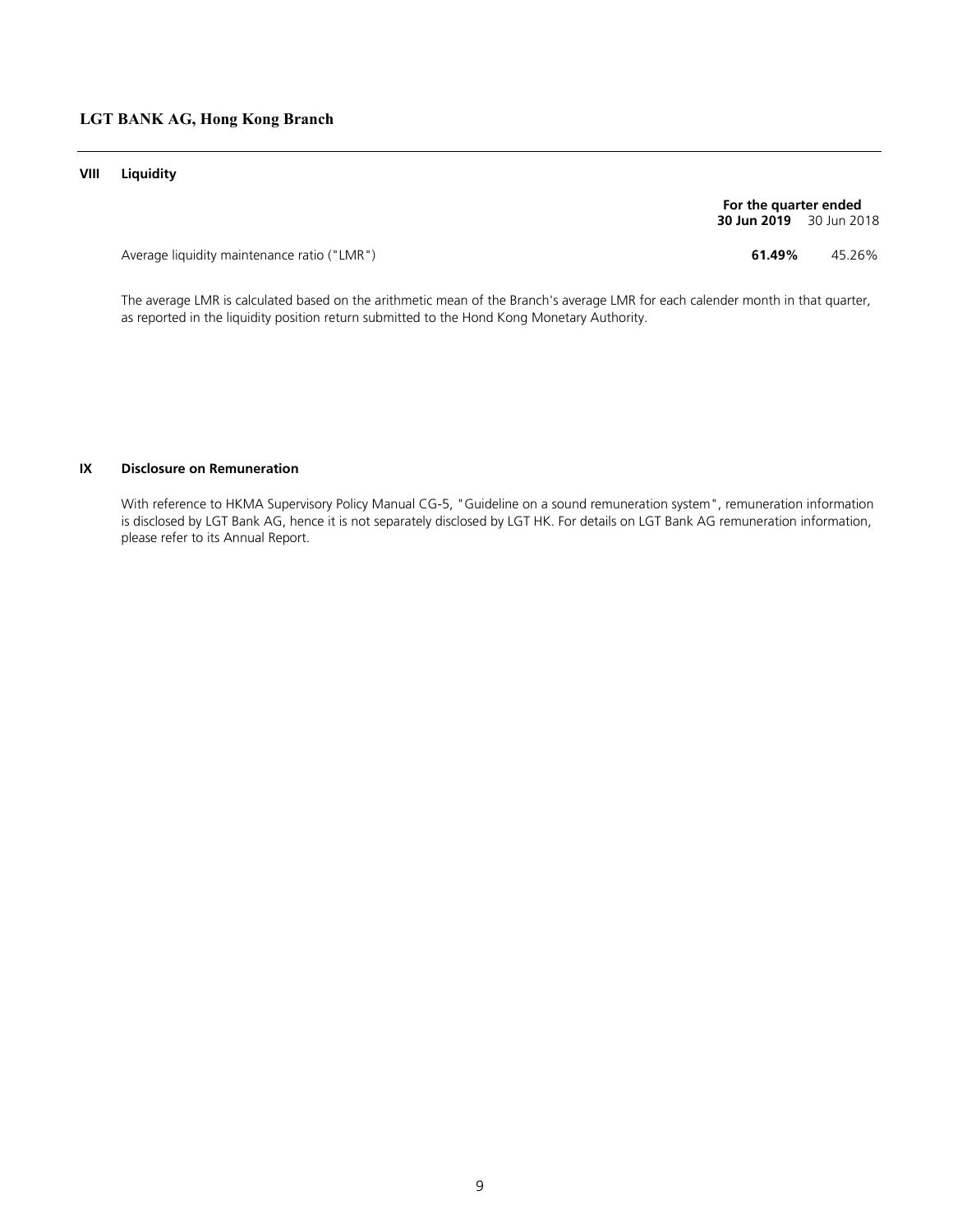**LGT BANK AG, Hong Kong Branch**

## VIII Liquidity

| | For the quarter ended | |
|---|---|---|
| | **30 Jun 2019** | 30 Jun 2018 |
| Average liquidity maintenance ratio ("LMR") | **61.49%** | 45.26% |

The average LMR is calculated based on the arithmetic mean of the Branch's average LMR for each calender month in that quarter, as reported in the liquidity position return submitted to the Hond Kong Monetary Authority.

## IX Disclosure on Remuneration

With reference to HKMA Supervisory Policy Manual CG-5, "Guideline on a sound remuneration system", remuneration information is disclosed by LGT Bank AG, hence it is not separately disclosed by LGT HK. For details on LGT Bank AG remuneration information, please refer to its Annual Report.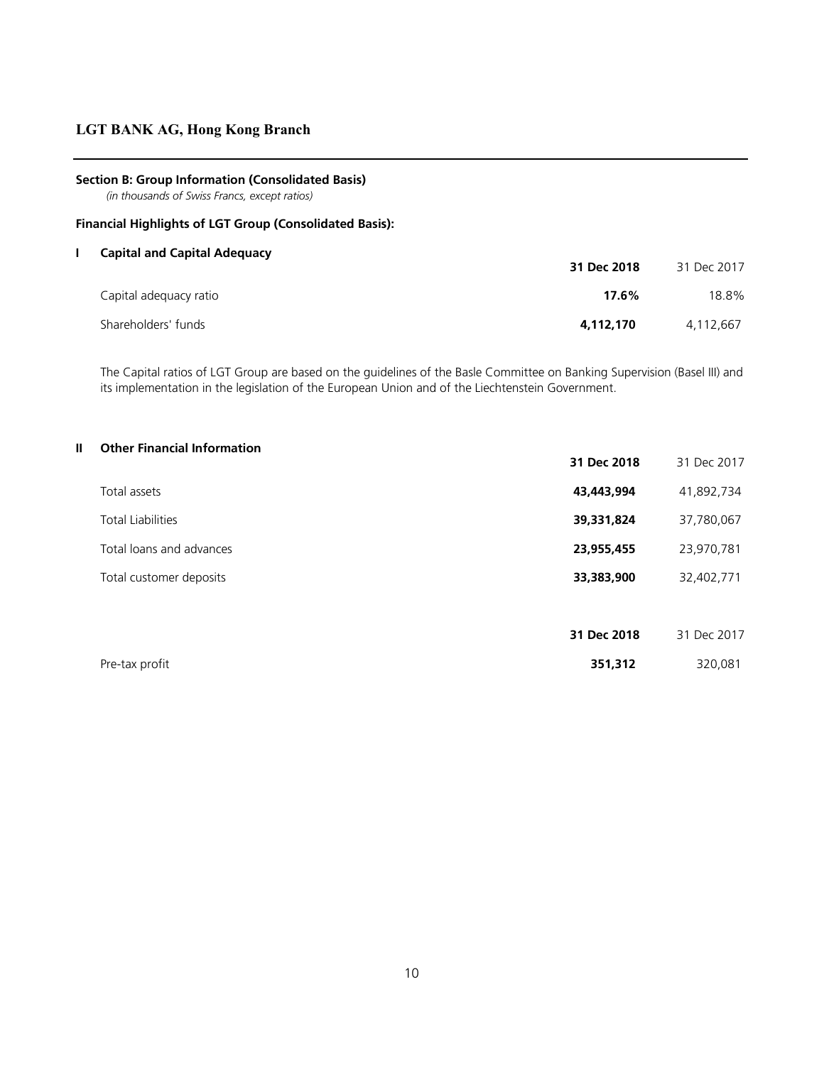# LGT BANK AG, Hong Kong Branch

**Section B: Group Information (Consolidated Basis)**

*(in thousands of Swiss Francs, except ratios)*

**Financial Highlights of LGT Group (Consolidated Basis):**

**I Capital and Capital Adequacy**

| | **31 Dec 2018** | 31 Dec 2017 |
|---|---|---|
| Capital adequacy ratio | **17.6%** | 18.8% |
| Shareholders' funds | **4,112,170** | 4,112,667 |

The Capital ratios of LGT Group are based on the guidelines of the Basle Committee on Banking Supervision (Basel III) and its implementation in the legislation of the European Union and of the Liechtenstein Government.

**II Other Financial Information**

| | **31 Dec 2018** | 31 Dec 2017 |
|---|---|---|
| Total assets | **43,443,994** | 41,892,734 |
| Total Liabilities | **39,331,824** | 37,780,067 |
| Total loans and advances | **23,955,455** | 23,970,781 |
| Total customer deposits | **33,383,900** | 32,402,771 |

| | **31 Dec 2018** | 31 Dec 2017 |
|---|---|---|
| Pre-tax profit | **351,312** | 320,081 |